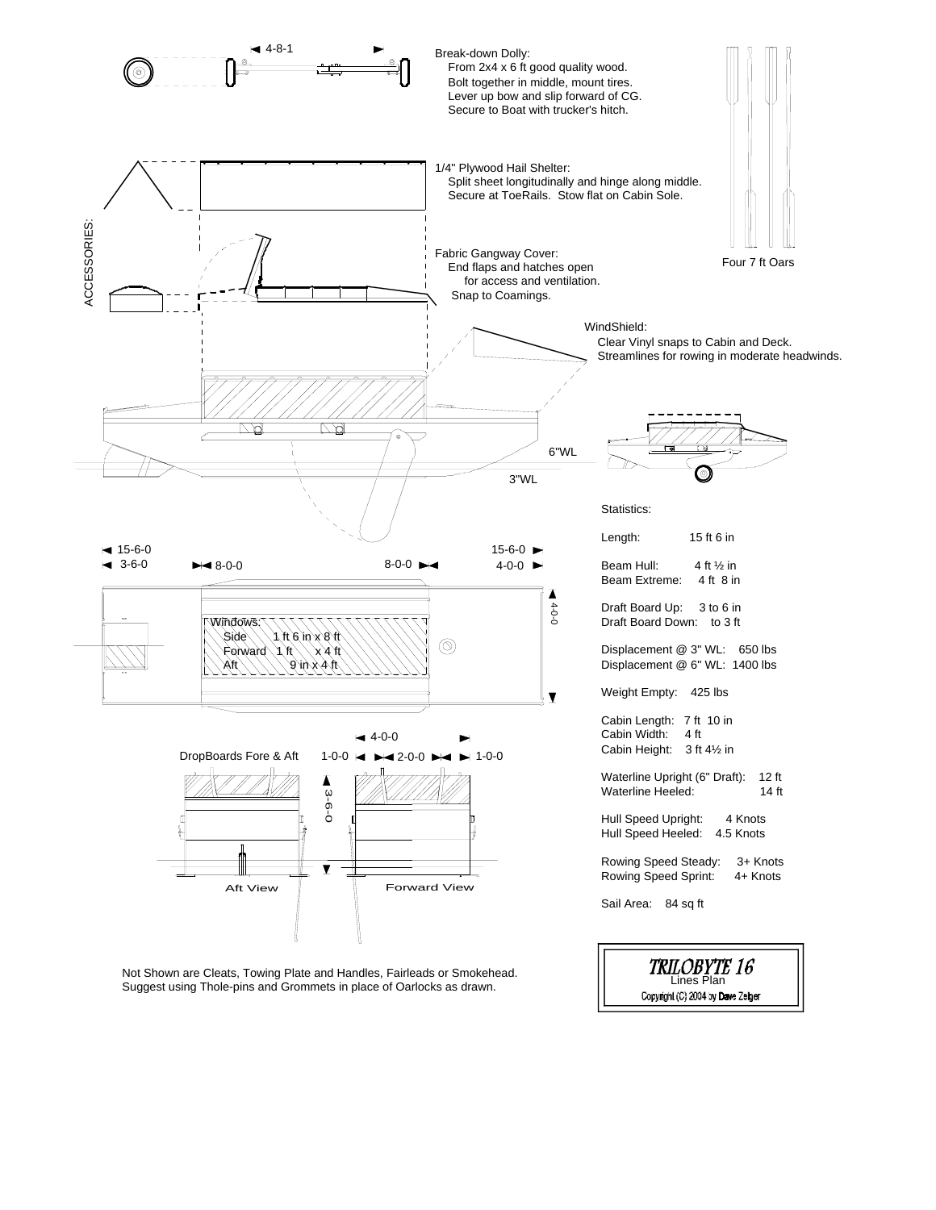ACCESSORIES:

4-8-1

Break-down Dolly:
From 2x4 x 6 ft good quality wood.
Bolt together in middle, mount tires.
Lever up bow and slip forward of CG.
Secure to Boat with trucker's hitch.

1/4" Plywood Hail Shelter:
Split sheet longitudinally and hinge along middle.
Secure at ToeRails. Stow flat on Cabin Sole.

Fabric Gangway Cover:
End flaps and hatches open
for access and ventilation.
Snap to Coamings.

Four 7 ft Oars

WindShield:
Clear Vinyl snaps to Cabin and Deck.
Streamlines for rowing in moderate headwinds.

6"WL

3"WL

15-6-0 | 15-6-0
3-6-0 | 8-0-0 | 8-0-0 | 4-0-0

4-0-0

Windows:
Side 1 ft 6 in x 8 ft
Forward 1 ft x 4 ft
Aft 9 in x 4 ft

DropBoards Fore & Aft

4-0-0
1-0-0 | 2-0-0 | 1-0-0

3-6-0

Aft View | Forward View

Statistics:

| | |
|---|---|
| Length: | 15 ft 6 in |
| Beam Hull: | 4 ft ½ in |
| Beam Extreme: | 4 ft 8 in |
| Draft Board Up: | 3 to 6 in |
| Draft Board Down: | to 3 ft |
| Displacement @ 3" WL: | 650 lbs |
| Displacement @ 6" WL: | 1400 lbs |
| Weight Empty: | 425 lbs |
| Cabin Length: | 7 ft 10 in |
| Cabin Width: | 4 ft |
| Cabin Height: | 3 ft 4½ in |
| Waterline Upright (6" Draft): | 12 ft |
| Waterline Heeled: | 14 ft |
| Hull Speed Upright: | 4 Knots |
| Hull Speed Heeled: | 4.5 Knots |
| Rowing Speed Steady: | 3+ Knots |
| Rowing Speed Sprint: | 4+ Knots |
| Sail Area: | 84 sq ft |

Not Shown are Cleats, Towing Plate and Handles, Fairleads or Smokehead.
Suggest using Thole-pins and Grommets in place of Oarlocks as drawn.

*TRILOBYTE 16*
Lines Plan
Copyright (C) 2004 by Dave Zeiger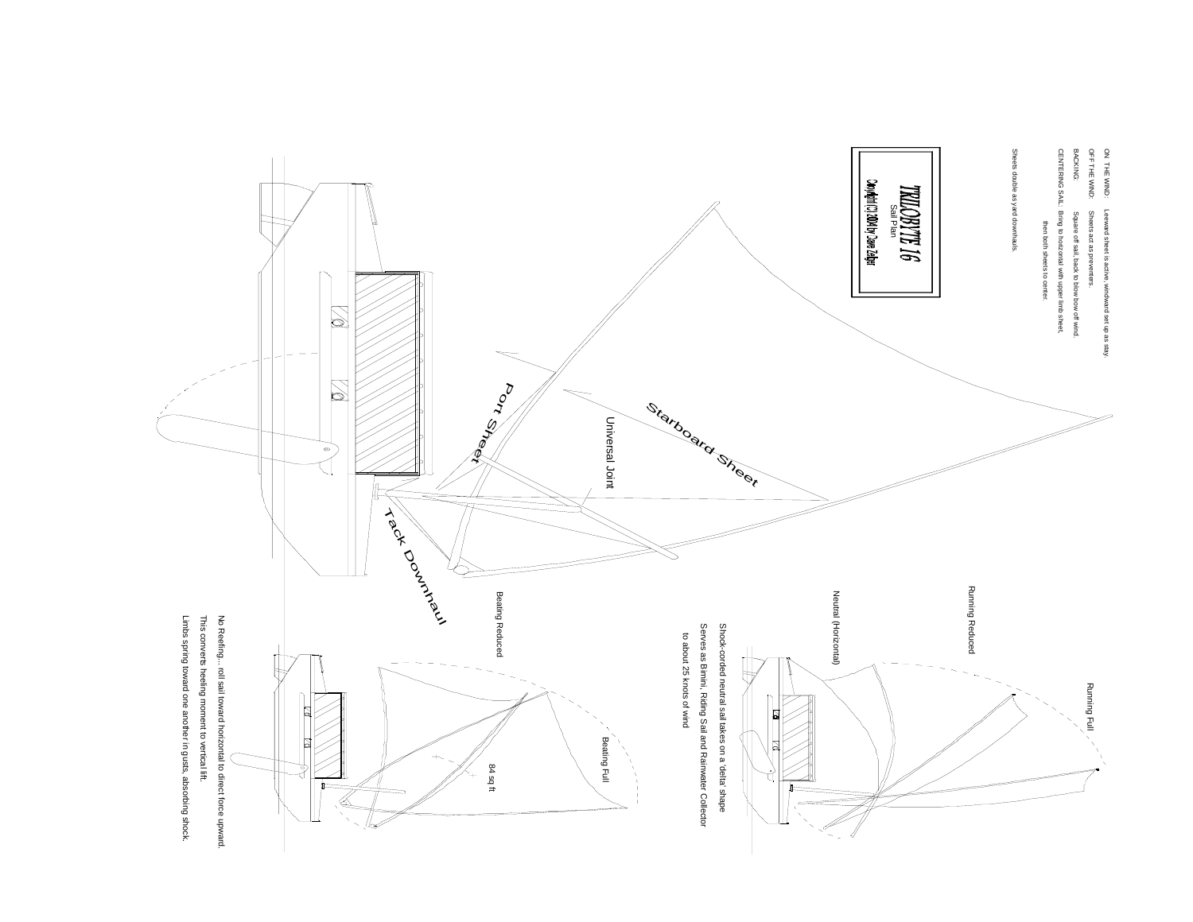# TRILOBYTE 16

Sail Plan

Copyright (C) 2004 by Dave Zeiger

ON THE WIND: Leeward sheet is active, windward set up as stay.

OFF THE WIND: Sheets act as preventers.

BACKING: Square off sail, back to blow bow off wind.

CENTERING SAIL: Bring to horizontal with upper limb sheet, then both sheets to center.

Sheets double as yard downhauls.

Port Sheet

Starboard Sheet

Universal Joint

Tack Downhaul

Running Reduced

Running Full

Neutral (Horizontal)

Shock-corded neutral sail takes on a 'delta' shape

Serves as Bimini, Riding Sail and Rainwater Collector

to about 25 knots of wind

Beating Reduced

Beating Full

84 sq ft

No Reefing... roll sail toward horizontal to direct force upward.

This converts heeling moment to vertical lift.

Limbs spring toward one another in gusts, absorbing shock.